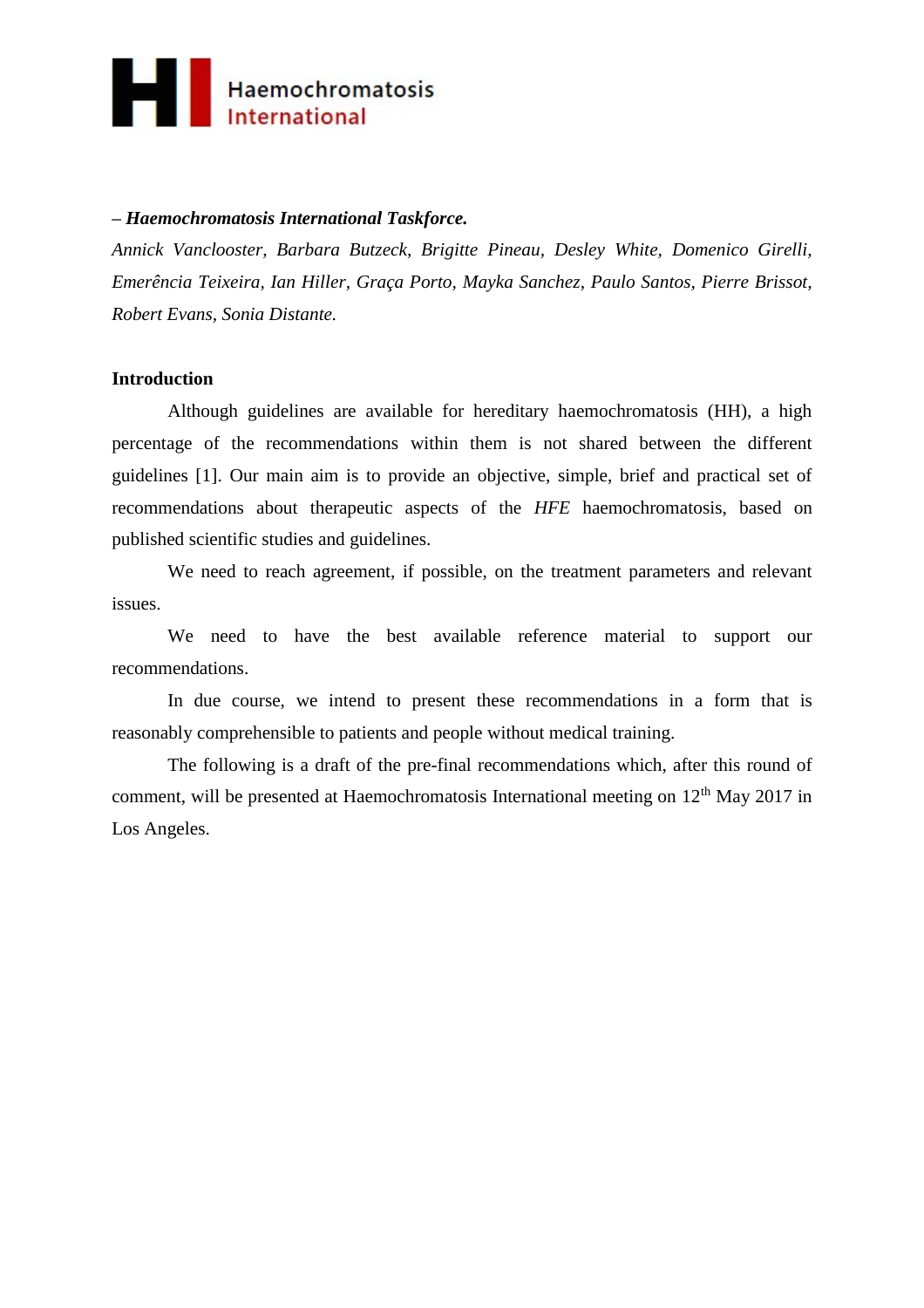Haemochromatosis International

– ***Haemochromatosis International Taskforce.***

*Annick Vanclooster, Barbara Butzeck, Brigitte Pineau, Desley White, Domenico Girelli, Emerência Teixeira, Ian Hiller, Graça Porto, Mayka Sanchez, Paulo Santos, Pierre Brissot, Robert Evans, Sonia Distante.*

**Introduction**

Although guidelines are available for hereditary haemochromatosis (HH), a high percentage of the recommendations within them is not shared between the different guidelines [1]. Our main aim is to provide an objective, simple, brief and practical set of recommendations about therapeutic aspects of the *HFE* haemochromatosis, based on published scientific studies and guidelines.

We need to reach agreement, if possible, on the treatment parameters and relevant issues.

We need to have the best available reference material to support our recommendations.

In due course, we intend to present these recommendations in a form that is reasonably comprehensible to patients and people without medical training.

The following is a draft of the pre-final recommendations which, after this round of comment, will be presented at Haemochromatosis International meeting on 12th May 2017 in Los Angeles.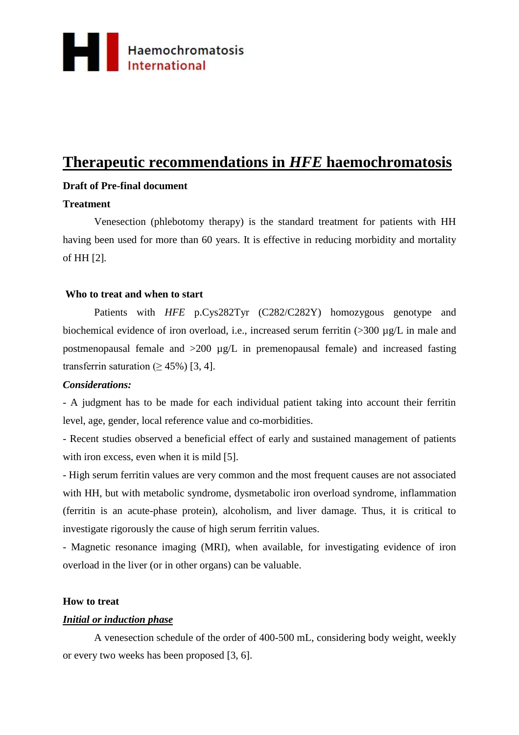# Therapeutic recommendations in *HFE* haemochromatosis

**Draft of Pre-final document**

**Treatment**

Venesection (phlebotomy therapy) is the standard treatment for patients with HH having been used for more than 60 years. It is effective in reducing morbidity and mortality of HH [2].

**Who to treat and when to start**

Patients with *HFE* p.Cys282Tyr (C282/C282Y) homozygous genotype and biochemical evidence of iron overload, i.e., increased serum ferritin (>300 µg/L in male and postmenopausal female and >200 µg/L in premenopausal female) and increased fasting transferrin saturation (≥ 45%) [3, 4].

***Considerations:***

- A judgment has to be made for each individual patient taking into account their ferritin level, age, gender, local reference value and co-morbidities.
- Recent studies observed a beneficial effect of early and sustained management of patients with iron excess, even when it is mild [5].
- High serum ferritin values are very common and the most frequent causes are not associated with HH, but with metabolic syndrome, dysmetabolic iron overload syndrome, inflammation (ferritin is an acute-phase protein), alcoholism, and liver damage. Thus, it is critical to investigate rigorously the cause of high serum ferritin values.
- Magnetic resonance imaging (MRI), when available, for investigating evidence of iron overload in the liver (or in other organs) can be valuable.

**How to treat**

***Initial or induction phase***

A venesection schedule of the order of 400-500 mL, considering body weight, weekly or every two weeks has been proposed [3, 6].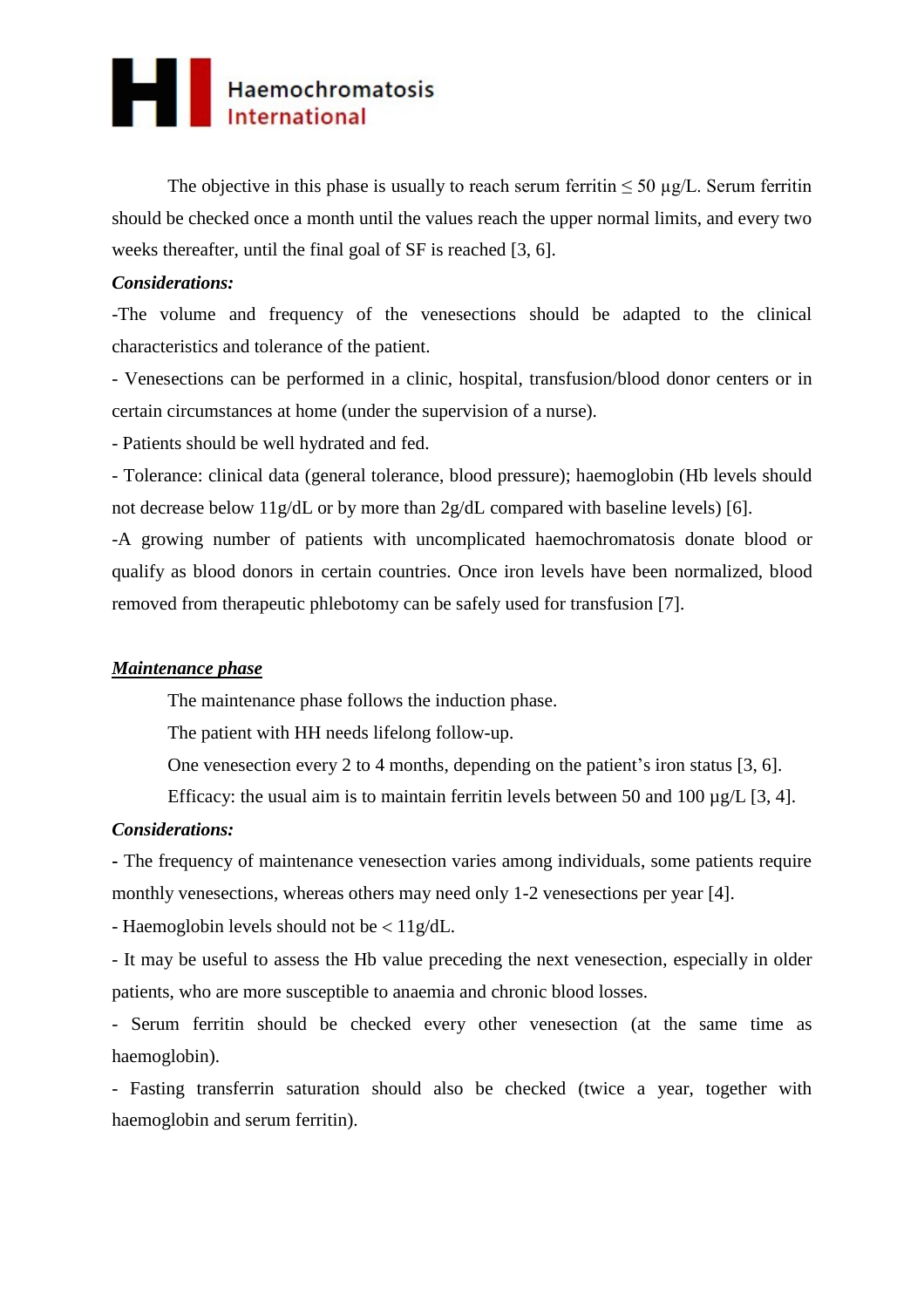The objective in this phase is usually to reach serum ferritin ≤ 50 µg/L. Serum ferritin should be checked once a month until the values reach the upper normal limits, and every two weeks thereafter, until the final goal of SF is reached [3, 6].

***Considerations:***

-The volume and frequency of the venesections should be adapted to the clinical characteristics and tolerance of the patient.

- Venesections can be performed in a clinic, hospital, transfusion/blood donor centers or in certain circumstances at home (under the supervision of a nurse).

- Patients should be well hydrated and fed.

- Tolerance: clinical data (general tolerance, blood pressure); haemoglobin (Hb levels should not decrease below 11g/dL or by more than 2g/dL compared with baseline levels) [6].

-A growing number of patients with uncomplicated haemochromatosis donate blood or qualify as blood donors in certain countries. Once iron levels have been normalized, blood removed from therapeutic phlebotomy can be safely used for transfusion [7].

***<u>Maintenance phase</u>***

The maintenance phase follows the induction phase.

The patient with HH needs lifelong follow-up.

One venesection every 2 to 4 months, depending on the patient's iron status [3, 6].

Efficacy: the usual aim is to maintain ferritin levels between 50 and 100 µg/L [3, 4].

***Considerations:***

- The frequency of maintenance venesection varies among individuals, some patients require monthly venesections, whereas others may need only 1-2 venesections per year [4].

- Haemoglobin levels should not be < 11g/dL.

- It may be useful to assess the Hb value preceding the next venesection, especially in older patients, who are more susceptible to anaemia and chronic blood losses.

- Serum ferritin should be checked every other venesection (at the same time as haemoglobin).

- Fasting transferrin saturation should also be checked (twice a year, together with haemoglobin and serum ferritin).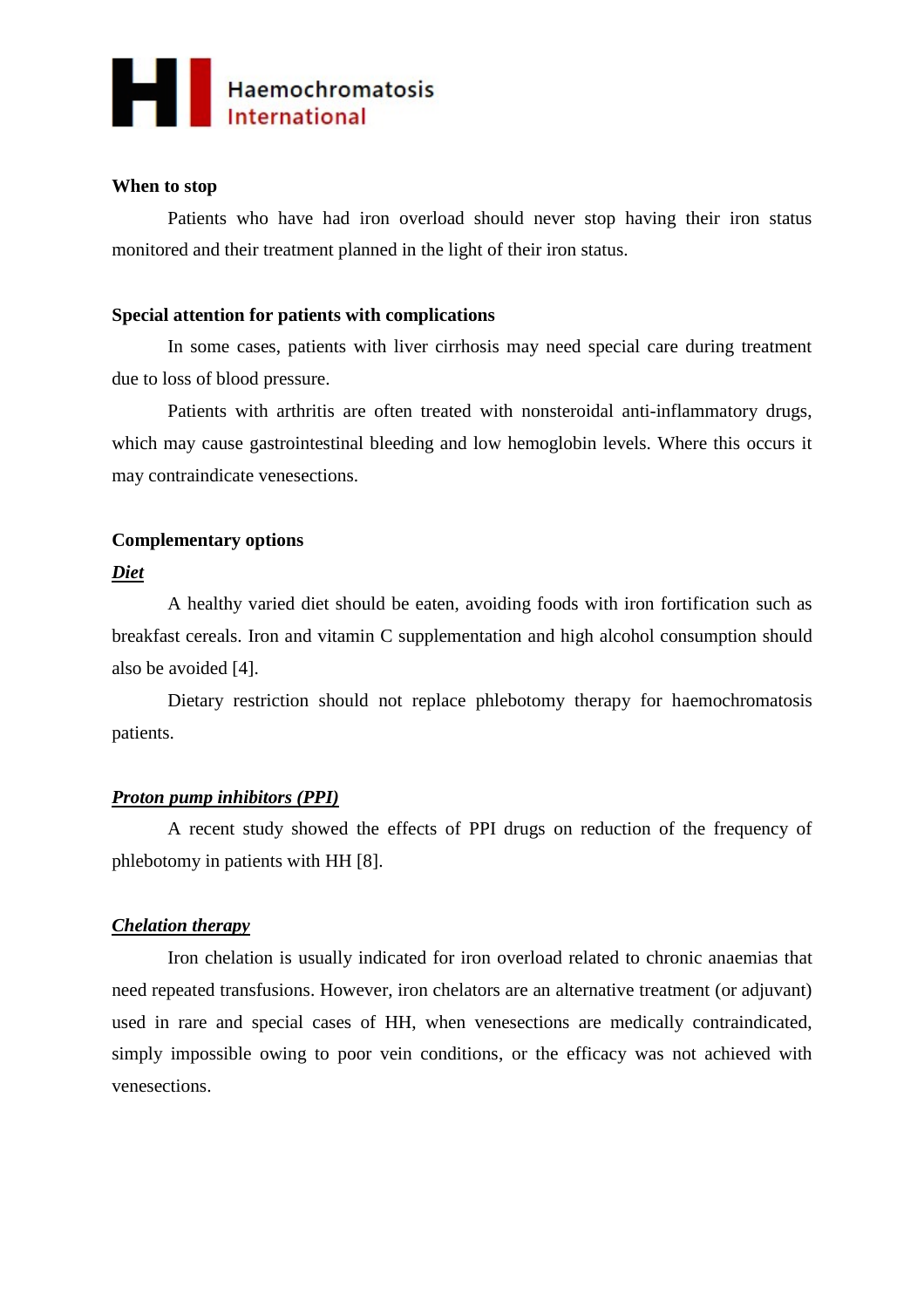**When to stop**

Patients who have had iron overload should never stop having their iron status monitored and their treatment planned in the light of their iron status.

**Special attention for patients with complications**

In some cases, patients with liver cirrhosis may need special care during treatment due to loss of blood pressure.

Patients with arthritis are often treated with nonsteroidal anti-inflammatory drugs, which may cause gastrointestinal bleeding and low hemoglobin levels. Where this occurs it may contraindicate venesections.

**Complementary options**

***Diet***

A healthy varied diet should be eaten, avoiding foods with iron fortification such as breakfast cereals. Iron and vitamin C supplementation and high alcohol consumption should also be avoided [4].

Dietary restriction should not replace phlebotomy therapy for haemochromatosis patients.

***Proton pump inhibitors (PPI)***

A recent study showed the effects of PPI drugs on reduction of the frequency of phlebotomy in patients with HH [8].

***Chelation therapy***

Iron chelation is usually indicated for iron overload related to chronic anaemias that need repeated transfusions. However, iron chelators are an alternative treatment (or adjuvant) used in rare and special cases of HH, when venesections are medically contraindicated, simply impossible owing to poor vein conditions, or the efficacy was not achieved with venesections.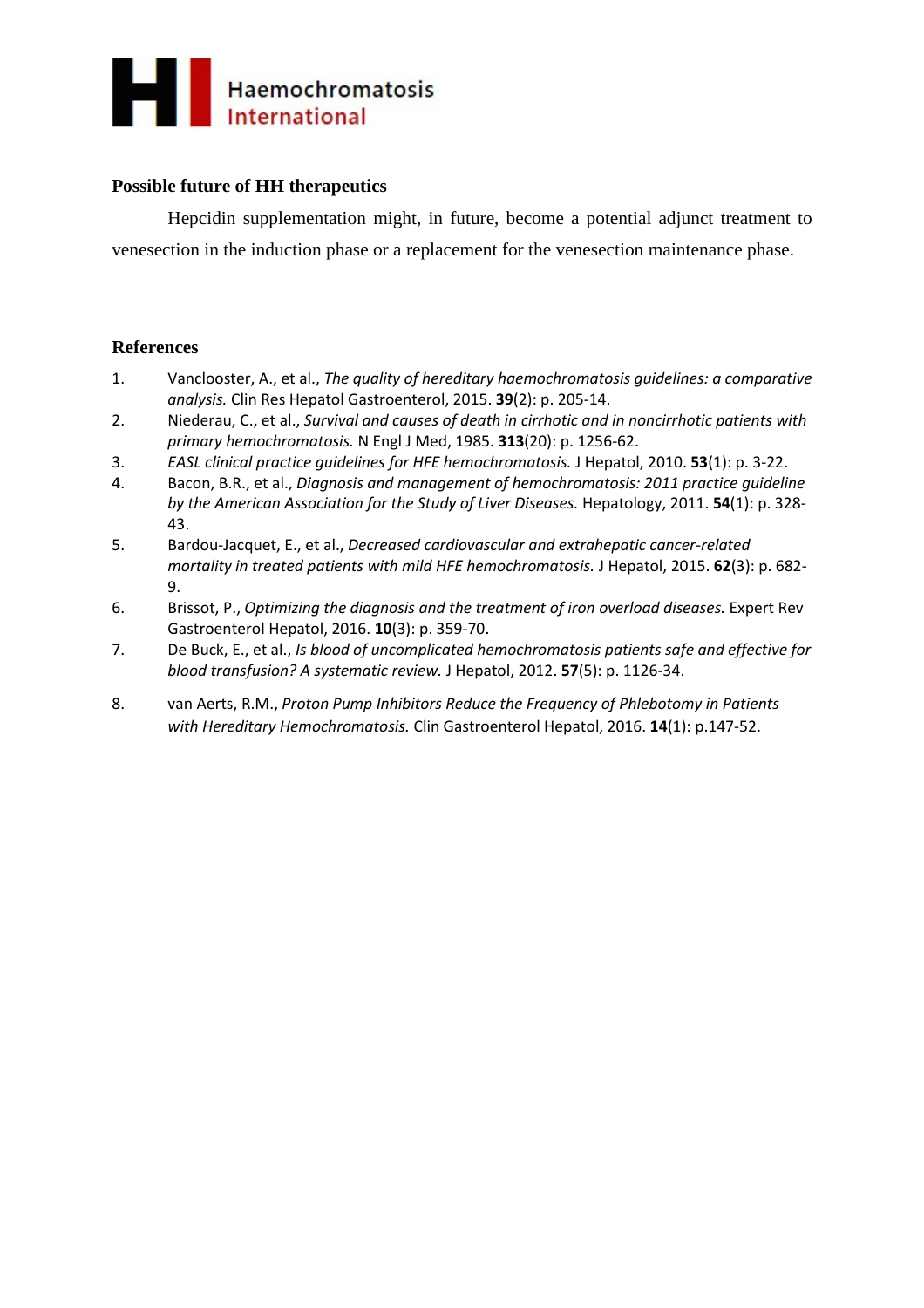## Possible future of HH therapeutics

Hepcidin supplementation might, in future, become a potential adjunct treatment to venesection in the induction phase or a replacement for the venesection maintenance phase.

## References

1. Vanclooster, A., et al., *The quality of hereditary haemochromatosis guidelines: a comparative analysis.* Clin Res Hepatol Gastroenterol, 2015. **39**(2): p. 205-14.
2. Niederau, C., et al., *Survival and causes of death in cirrhotic and in noncirrhotic patients with primary hemochromatosis.* N Engl J Med, 1985. **313**(20): p. 1256-62.
3. *EASL clinical practice guidelines for HFE hemochromatosis.* J Hepatol, 2010. **53**(1): p. 3-22.
4. Bacon, B.R., et al., *Diagnosis and management of hemochromatosis: 2011 practice guideline by the American Association for the Study of Liver Diseases.* Hepatology, 2011. **54**(1): p. 328-43.
5. Bardou-Jacquet, E., et al., *Decreased cardiovascular and extrahepatic cancer-related mortality in treated patients with mild HFE hemochromatosis.* J Hepatol, 2015. **62**(3): p. 682-9.
6. Brissot, P., *Optimizing the diagnosis and the treatment of iron overload diseases.* Expert Rev Gastroenterol Hepatol, 2016. **10**(3): p. 359-70.
7. De Buck, E., et al., *Is blood of uncomplicated hemochromatosis patients safe and effective for blood transfusion? A systematic review.* J Hepatol, 2012. **57**(5): p. 1126-34.
8. van Aerts, R.M., *Proton Pump Inhibitors Reduce the Frequency of Phlebotomy in Patients with Hereditary Hemochromatosis.* Clin Gastroenterol Hepatol, 2016. **14**(1): p.147-52.